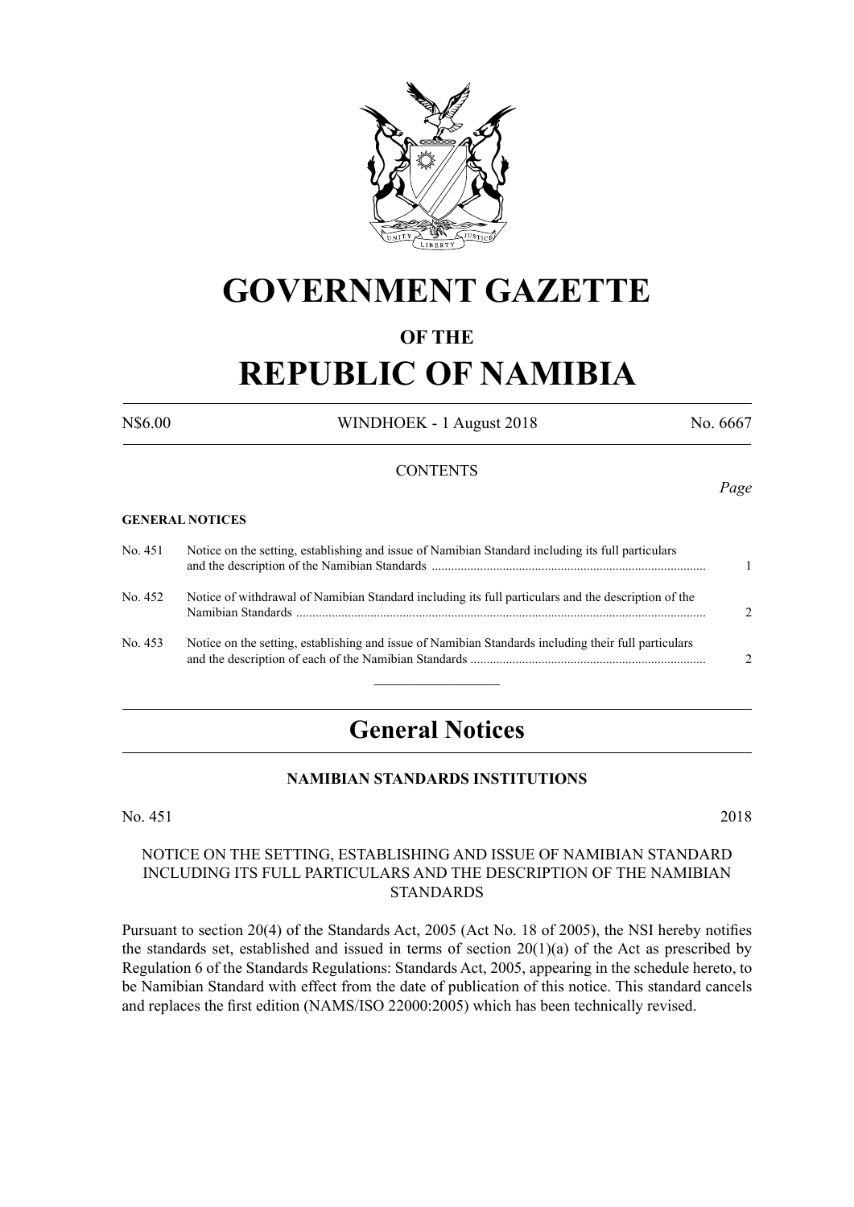# GOVERNMENT GAZETTE

## OF THE

# REPUBLIC OF NAMIBIA

N$6.00 WINDHOEK - 1 August 2018 No. 6667

CONTENTS

*Page*

**GENERAL NOTICES**

| | | |
|---|---|---|
| No. 451 | Notice on the setting, establishing and issue of Namibian Standard including its full particulars and the description of the Namibian Standards | 1 |
| No. 452 | Notice of withdrawal of Namibian Standard including its full particulars and the description of the Namibian Standards | 2 |
| No. 453 | Notice on the setting, establishing and issue of Namibian Standards including their full particulars and the description of each of the Namibian Standards | 2 |

---

# General Notices

### NAMIBIAN STANDARDS INSTITUTIONS

No. 451 2018

NOTICE ON THE SETTING, ESTABLISHING AND ISSUE OF NAMIBIAN STANDARD INCLUDING ITS FULL PARTICULARS AND THE DESCRIPTION OF THE NAMIBIAN STANDARDS

Pursuant to section 20(4) of the Standards Act, 2005 (Act No. 18 of 2005), the NSI hereby notifies the standards set, established and issued in terms of section 20(1)(a) of the Act as prescribed by Regulation 6 of the Standards Regulations: Standards Act, 2005, appearing in the schedule hereto, to be Namibian Standard with effect from the date of publication of this notice. This standard cancels and replaces the first edition (NAMS/ISO 22000:2005) which has been technically revised.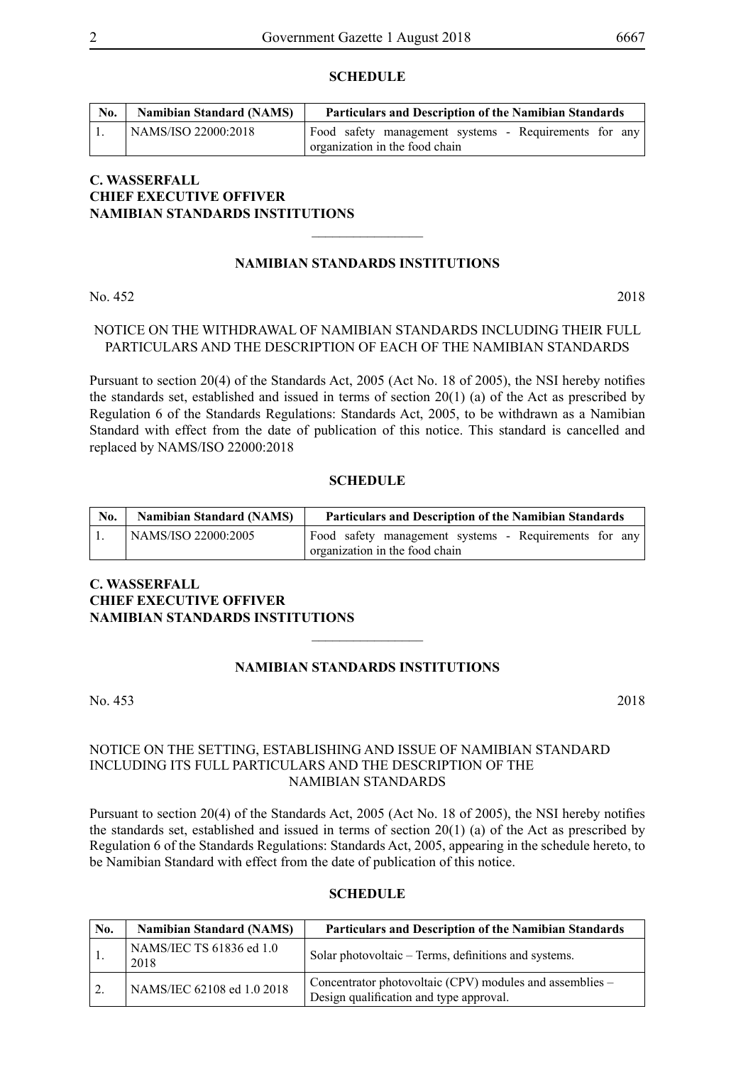**SCHEDULE**

| No. | Namibian Standard (NAMS) | Particulars and Description of the Namibian Standards |
|---|---|---|
| 1. | NAMS/ISO 22000:2018 | Food safety management systems - Requirements for any organization in the food chain |

**C. WASSERFALL**
**CHIEF EXECUTIVE OFFIVER**
**NAMIBIAN STANDARDS INSTITUTIONS**

---

**NAMIBIAN STANDARDS INSTITUTIONS**

No. 452 2018

NOTICE ON THE WITHDRAWAL OF NAMIBIAN STANDARDS INCLUDING THEIR FULL PARTICULARS AND THE DESCRIPTION OF EACH OF THE NAMIBIAN STANDARDS

Pursuant to section 20(4) of the Standards Act, 2005 (Act No. 18 of 2005), the NSI hereby notifies the standards set, established and issued in terms of section 20(1) (a) of the Act as prescribed by Regulation 6 of the Standards Regulations: Standards Act, 2005, to be withdrawn as a Namibian Standard with effect from the date of publication of this notice. This standard is cancelled and replaced by NAMS/ISO 22000:2018

**SCHEDULE**

| No. | Namibian Standard (NAMS) | Particulars and Description of the Namibian Standards |
|---|---|---|
| 1. | NAMS/ISO 22000:2005 | Food safety management systems - Requirements for any organization in the food chain |

**C. WASSERFALL**
**CHIEF EXECUTIVE OFFIVER**
**NAMIBIAN STANDARDS INSTITUTIONS**

---

**NAMIBIAN STANDARDS INSTITUTIONS**

No. 453 2018

NOTICE ON THE SETTING, ESTABLISHING AND ISSUE OF NAMIBIAN STANDARD INCLUDING ITS FULL PARTICULARS AND THE DESCRIPTION OF THE NAMIBIAN STANDARDS

Pursuant to section 20(4) of the Standards Act, 2005 (Act No. 18 of 2005), the NSI hereby notifies the standards set, established and issued in terms of section 20(1) (a) of the Act as prescribed by Regulation 6 of the Standards Regulations: Standards Act, 2005, appearing in the schedule hereto, to be Namibian Standard with effect from the date of publication of this notice.

**SCHEDULE**

| No. | Namibian Standard (NAMS) | Particulars and Description of the Namibian Standards |
|---|---|---|
| 1. | NAMS/IEC TS 61836 ed 1.0 2018 | Solar photovoltaic – Terms, definitions and systems. |
| 2. | NAMS/IEC 62108 ed 1.0 2018 | Concentrator photovoltaic (CPV) modules and assemblies – Design qualification and type approval. |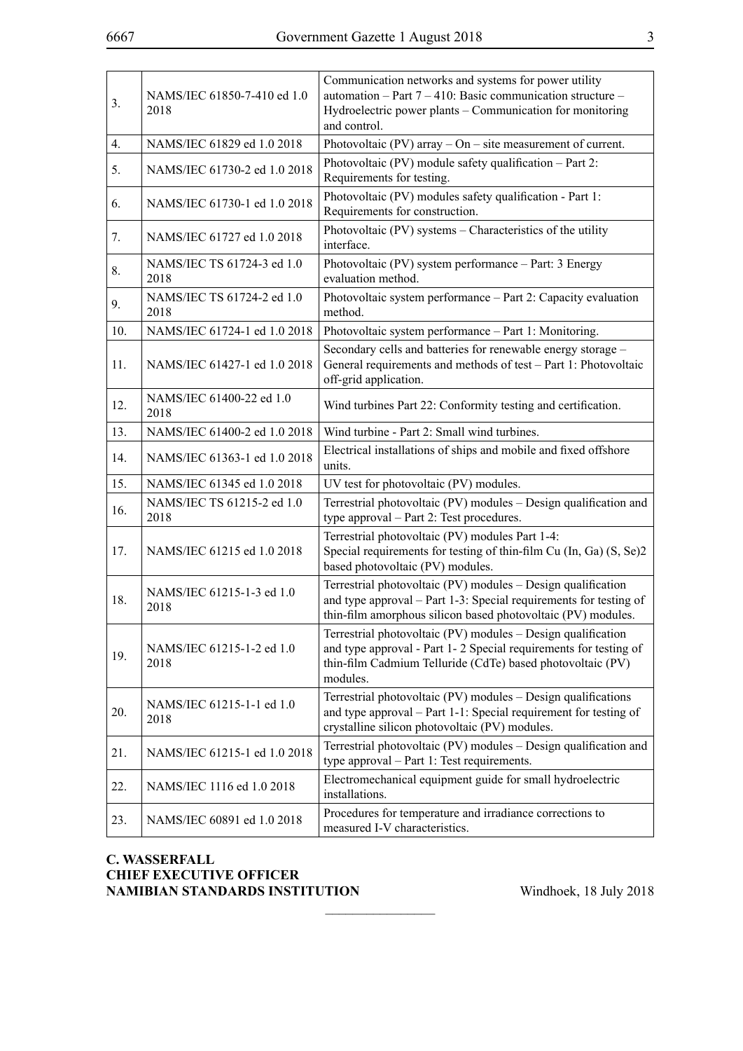| | | |
|---|---|---|
| 3. | NAMS/IEC 61850-7-410 ed 1.0 2018 | Communication networks and systems for power utility automation – Part 7 – 410: Basic communication structure – Hydroelectric power plants – Communication for monitoring and control. |
| 4. | NAMS/IEC 61829 ed 1.0 2018 | Photovoltaic (PV) array – On – site measurement of current. |
| 5. | NAMS/IEC 61730-2 ed 1.0 2018 | Photovoltaic (PV) module safety qualification – Part 2: Requirements for testing. |
| 6. | NAMS/IEC 61730-1 ed 1.0 2018 | Photovoltaic (PV) modules safety qualification - Part 1: Requirements for construction. |
| 7. | NAMS/IEC 61727 ed 1.0 2018 | Photovoltaic (PV) systems – Characteristics of the utility interface. |
| 8. | NAMS/IEC TS 61724-3 ed 1.0 2018 | Photovoltaic (PV) system performance – Part: 3 Energy evaluation method. |
| 9. | NAMS/IEC TS 61724-2 ed 1.0 2018 | Photovoltaic system performance – Part 2: Capacity evaluation method. |
| 10. | NAMS/IEC 61724-1 ed 1.0 2018 | Photovoltaic system performance – Part 1: Monitoring. |
| 11. | NAMS/IEC 61427-1 ed 1.0 2018 | Secondary cells and batteries for renewable energy storage – General requirements and methods of test – Part 1: Photovoltaic off-grid application. |
| 12. | NAMS/IEC 61400-22 ed 1.0 2018 | Wind turbines Part 22: Conformity testing and certification. |
| 13. | NAMS/IEC 61400-2 ed 1.0 2018 | Wind turbine - Part 2: Small wind turbines. |
| 14. | NAMS/IEC 61363-1 ed 1.0 2018 | Electrical installations of ships and mobile and fixed offshore units. |
| 15. | NAMS/IEC 61345 ed 1.0 2018 | UV test for photovoltaic (PV) modules. |
| 16. | NAMS/IEC TS 61215-2 ed 1.0 2018 | Terrestrial photovoltaic (PV) modules – Design qualification and type approval – Part 2: Test procedures. |
| 17. | NAMS/IEC 61215 ed 1.0 2018 | Terrestrial photovoltaic (PV) modules Part 1-4: Special requirements for testing of thin-film Cu (In, Ga) (S, Se)2 based photovoltaic (PV) modules. |
| 18. | NAMS/IEC 61215-1-3 ed 1.0 2018 | Terrestrial photovoltaic (PV) modules – Design qualification and type approval – Part 1-3: Special requirements for testing of thin-film amorphous silicon based photovoltaic (PV) modules. |
| 19. | NAMS/IEC 61215-1-2 ed 1.0 2018 | Terrestrial photovoltaic (PV) modules – Design qualification and type approval - Part 1- 2 Special requirements for testing of thin-film Cadmium Telluride (CdTe) based photovoltaic (PV) modules. |
| 20. | NAMS/IEC 61215-1-1 ed 1.0 2018 | Terrestrial photovoltaic (PV) modules – Design qualifications and type approval – Part 1-1: Special requirement for testing of crystalline silicon photovoltaic (PV) modules. |
| 21. | NAMS/IEC 61215-1 ed 1.0 2018 | Terrestrial photovoltaic (PV) modules – Design qualification and type approval – Part 1: Test requirements. |
| 22. | NAMS/IEC 1116 ed 1.0 2018 | Electromechanical equipment guide for small hydroelectric installations. |
| 23. | NAMS/IEC 60891 ed 1.0 2018 | Procedures for temperature and irradiance corrections to measured I-V characteristics. |

**C. WASSERFALL**
**CHIEF EXECUTIVE OFFICER**
**NAMIBIAN STANDARDS INSTITUTION**

Windhoek, 18 July 2018